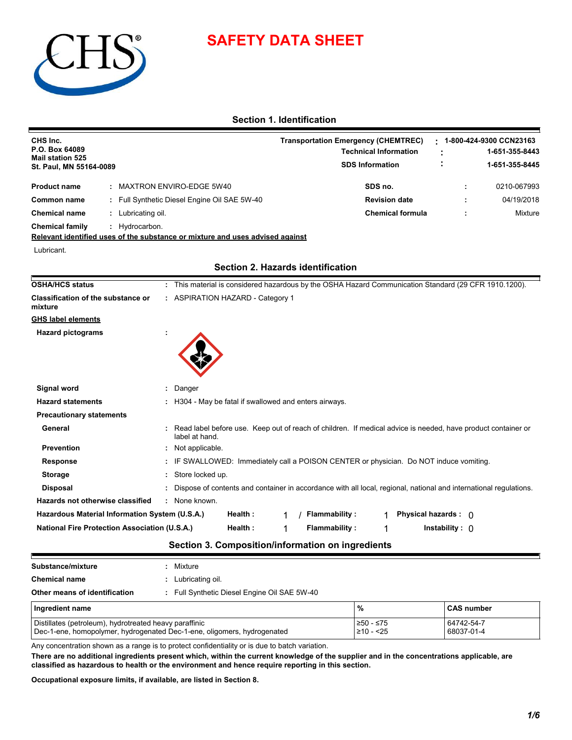# SAFETY DATA SHEET

## Section 1. Identification

**CHS Inc.**
**P.O. Box 64089**
**Mail station 525**
**St. Paul, MN 55164-0089**

**Transportation Emergency (CHEMTREC)** : 1-800-424-9300 CCN23163
**Technical Information** : 1-651-355-8443
**SDS Information** : 1-651-355-8445

**Product name** : MAXTRON ENVIRO-EDGE 5W40
**Common name** : Full Synthetic Diesel Engine Oil SAE 5W-40
**Chemical name** : Lubricating oil.
**Chemical family** : Hydrocarbon.

**SDS no.** : 0210-067993
**Revision date** : 04/19/2018
**Chemical formula** : Mixture

**Relevant identified uses of the substance or mixture and uses advised against**

Lubricant.

## Section 2. Hazards identification

**OSHA/HCS status** : This material is considered hazardous by the OSHA Hazard Communication Standard (29 CFR 1910.1200).

**Classification of the substance or mixture** : ASPIRATION HAZARD - Category 1

**GHS label elements**

**Hazard pictograms** :

**Signal word** : Danger

**Hazard statements** : H304 - May be fatal if swallowed and enters airways.

**Precautionary statements**

**General** : Read label before use. Keep out of reach of children. If medical advice is needed, have product container or label at hand.

**Prevention** : Not applicable.

**Response** : IF SWALLOWED: Immediately call a POISON CENTER or physician. Do NOT induce vomiting.

**Storage** : Store locked up.

**Disposal** : Dispose of contents and container in accordance with all local, regional, national and international regulations.

**Hazards not otherwise classified** : None known.

**Hazardous Material Information System (U.S.A.)** Health : 1 / Flammability : 1 Physical hazards : 0

**National Fire Protection Association (U.S.A.)** Health : 1 Flammability : 1 Instability : 0

## Section 3. Composition/information on ingredients

**Substance/mixture** : Mixture
**Chemical name** : Lubricating oil.
**Other means of identification** : Full Synthetic Diesel Engine Oil SAE 5W-40

| Ingredient name | % | CAS number |
| --- | --- | --- |
| Distillates (petroleum), hydrotreated heavy paraffinic | ≥50 - ≤75 | 64742-54-7 |
| Dec-1-ene, homopolymer, hydrogenated Dec-1-ene, oligomers, hydrogenated | ≥10 - <25 | 68037-01-4 |

Any concentration shown as a range is to protect confidentiality or is due to batch variation.

**There are no additional ingredients present which, within the current knowledge of the supplier and in the concentrations applicable, are classified as hazardous to health or the environment and hence require reporting in this section.**

**Occupational exposure limits, if available, are listed in Section 8.**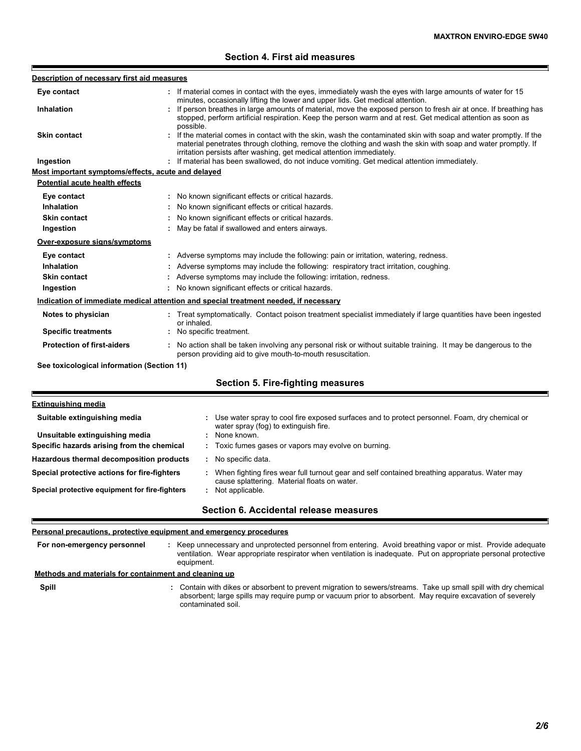## Section 4. First aid measures

**Description of necessary first aid measures**

| | |
|---|---|
| **Eye contact** | : If material comes in contact with the eyes, immediately wash the eyes with large amounts of water for 15 minutes, occasionally lifting the lower and upper lids. Get medical attention. |
| **Inhalation** | : If person breathes in large amounts of material, move the exposed person to fresh air at once. If breathing has stopped, perform artificial respiration. Keep the person warm and at rest. Get medical attention as soon as possible. |
| **Skin contact** | : If the material comes in contact with the skin, wash the contaminated skin with soap and water promptly. If the material penetrates through clothing, remove the clothing and wash the skin with soap and water promptly. If irritation persists after washing, get medical attention immediately. |
| **Ingestion** | : If material has been swallowed, do not induce vomiting. Get medical attention immediately. |

**Most important symptoms/effects, acute and delayed**

**Potential acute health effects**

| | |
|---|---|
| **Eye contact** | : No known significant effects or critical hazards. |
| **Inhalation** | : No known significant effects or critical hazards. |
| **Skin contact** | : No known significant effects or critical hazards. |
| **Ingestion** | : May be fatal if swallowed and enters airways. |

**Over-exposure signs/symptoms**

| | |
|---|---|
| **Eye contact** | : Adverse symptoms may include the following: pain or irritation, watering, redness. |
| **Inhalation** | : Adverse symptoms may include the following: respiratory tract irritation, coughing. |
| **Skin contact** | : Adverse symptoms may include the following: irritation, redness. |
| **Ingestion** | : No known significant effects or critical hazards. |

**Indication of immediate medical attention and special treatment needed, if necessary**

| | |
|---|---|
| **Notes to physician** | : Treat symptomatically. Contact poison treatment specialist immediately if large quantities have been ingested or inhaled. |
| **Specific treatments** | : No specific treatment. |
| **Protection of first-aiders** | : No action shall be taken involving any personal risk or without suitable training. It may be dangerous to the person providing aid to give mouth-to-mouth resuscitation. |

**See toxicological information (Section 11)**

## Section 5. Fire-fighting measures

**Extinguishing media**

| | |
|---|---|
| **Suitable extinguishing media** | : Use water spray to cool fire exposed surfaces and to protect personnel. Foam, dry chemical or water spray (fog) to extinguish fire. |
| **Unsuitable extinguishing media** | : None known. |
| **Specific hazards arising from the chemical** | : Toxic fumes gases or vapors may evolve on burning. |
| **Hazardous thermal decomposition products** | : No specific data. |
| **Special protective actions for fire-fighters** | : When fighting fires wear full turnout gear and self contained breathing apparatus. Water may cause splattering. Material floats on water. |
| **Special protective equipment for fire-fighters** | : Not applicable. |

## Section 6. Accidental release measures

**Personal precautions, protective equipment and emergency procedures**

| | |
|---|---|
| **For non-emergency personnel** | : Keep unnecessary and unprotected personnel from entering. Avoid breathing vapor or mist. Provide adequate ventilation. Wear appropriate respirator when ventilation is inadequate. Put on appropriate personal protective equipment. |

**Methods and materials for containment and cleaning up**

| | |
|---|---|
| **Spill** | : Contain with dikes or absorbent to prevent migration to sewers/streams. Take up small spill with dry chemical absorbent; large spills may require pump or vacuum prior to absorbent. May require excavation of severely contaminated soil. |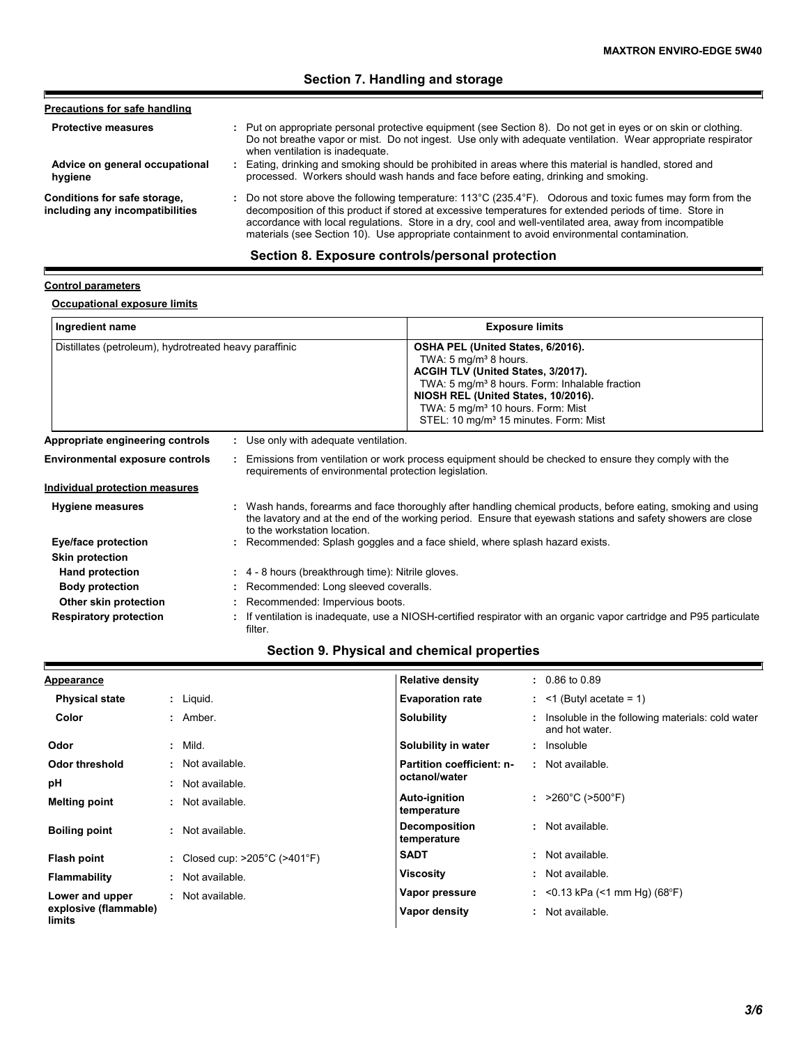## Section 7. Handling and storage

**Precautions for safe handling**

**Protective measures** : Put on appropriate personal protective equipment (see Section 8). Do not get in eyes or on skin or clothing. Do not breathe vapor or mist. Do not ingest. Use only with adequate ventilation. Wear appropriate respirator when ventilation is inadequate.

**Advice on general occupational hygiene** : Eating, drinking and smoking should be prohibited in areas where this material is handled, stored and processed. Workers should wash hands and face before eating, drinking and smoking.

**Conditions for safe storage, including any incompatibilities** : Do not store above the following temperature: 113°C (235.4°F). Odorous and toxic fumes may form from the decomposition of this product if stored at excessive temperatures for extended periods of time. Store in accordance with local regulations. Store in a dry, cool and well-ventilated area, away from incompatible materials (see Section 10). Use appropriate containment to avoid environmental contamination.

## Section 8. Exposure controls/personal protection

**Control parameters**

**Occupational exposure limits**

| Ingredient name | Exposure limits |
|---|---|
| Distillates (petroleum), hydrotreated heavy paraffinic | **OSHA PEL (United States, 6/2016).**<br>TWA: 5 mg/m³ 8 hours.<br>**ACGIH TLV (United States, 3/2017).**<br>TWA: 5 mg/m³ 8 hours. Form: Inhalable fraction<br>**NIOSH REL (United States, 10/2016).**<br>TWA: 5 mg/m³ 10 hours. Form: Mist<br>STEL: 10 mg/m³ 15 minutes. Form: Mist |

**Appropriate engineering controls** : Use only with adequate ventilation.

**Environmental exposure controls** : Emissions from ventilation or work process equipment should be checked to ensure they comply with the requirements of environmental protection legislation.

**Individual protection measures**

**Hygiene measures** : Wash hands, forearms and face thoroughly after handling chemical products, before eating, smoking and using the lavatory and at the end of the working period. Ensure that eyewash stations and safety showers are close to the workstation location.

**Eye/face protection** : Recommended: Splash goggles and a face shield, where splash hazard exists.

**Skin protection**

**Hand protection** : 4 - 8 hours (breakthrough time): Nitrile gloves.

**Body protection** : Recommended: Long sleeved coveralls.

**Other skin protection** : Recommended: Impervious boots.

**Respiratory protection** : If ventilation is inadequate, use a NIOSH-certified respirator with an organic vapor cartridge and P95 particulate filter.

## Section 9. Physical and chemical properties

**Appearance**

| Property | Value |
|---|---|
| **Physical state** | Liquid. |
| **Color** | Amber. |
| **Odor** | Mild. |
| **Odor threshold** | Not available. |
| **pH** | Not available. |
| **Melting point** | Not available. |
| **Boiling point** | Not available. |
| **Flash point** | Closed cup: >205°C (>401°F) |
| **Flammability** | Not available. |
| **Lower and upper explosive (flammable) limits** | Not available. |
| **Relative density** | 0.86 to 0.89 |
| **Evaporation rate** | <1 (Butyl acetate = 1) |
| **Solubility** | Insoluble in the following materials: cold water and hot water. |
| **Solubility in water** | Insoluble |
| **Partition coefficient: n-octanol/water** | Not available. |
| **Auto-ignition temperature** | >260°C (>500°F) |
| **Decomposition temperature** | Not available. |
| **SADT** | Not available. |
| **Viscosity** | Not available. |
| **Vapor pressure** | <0.13 kPa (<1 mm Hg) (68°F) |
| **Vapor density** | Not available. |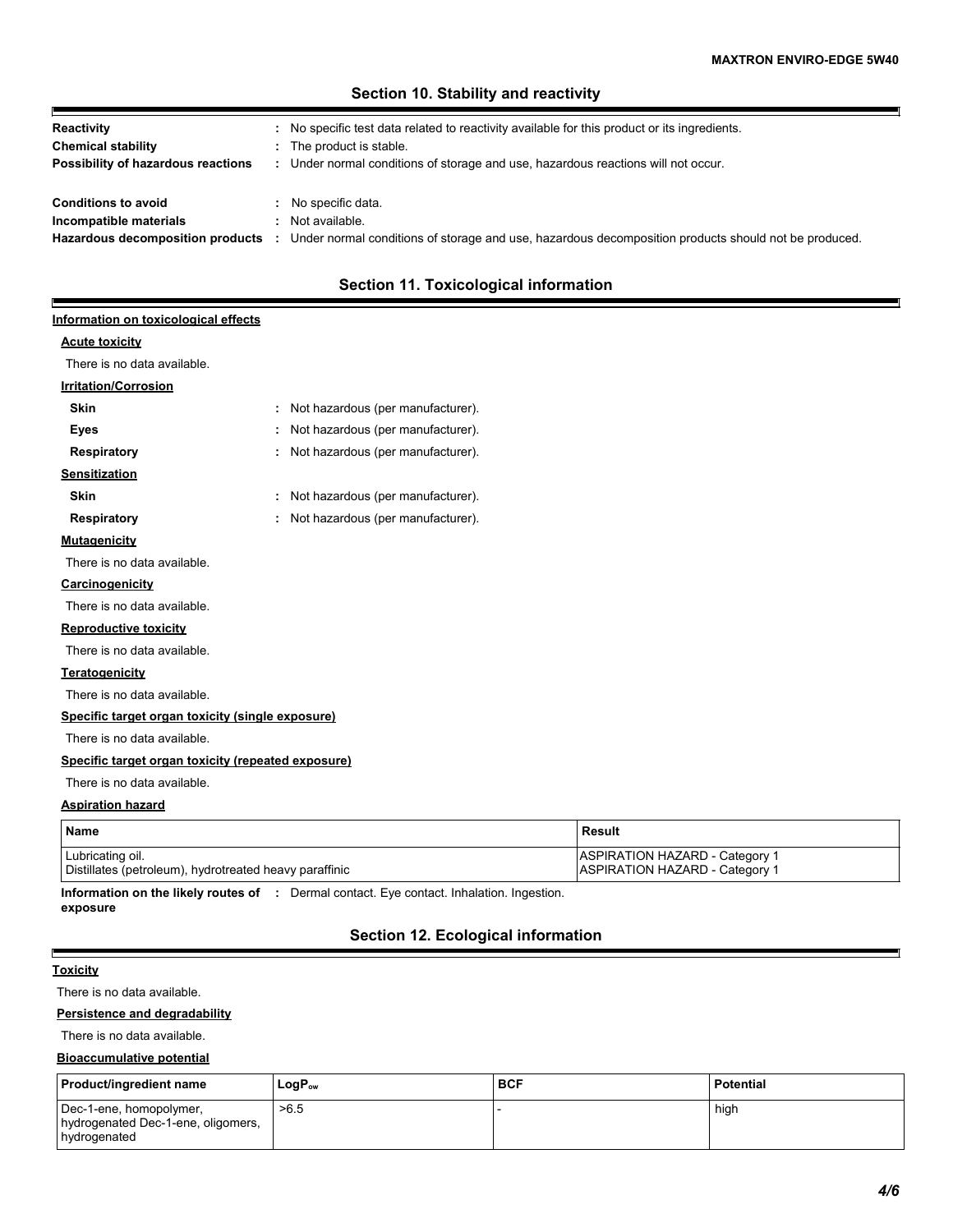## Section 10. Stability and reactivity

**Reactivity** : No specific test data related to reactivity available for this product or its ingredients.

**Chemical stability** : The product is stable.

**Possibility of hazardous reactions** : Under normal conditions of storage and use, hazardous reactions will not occur.

**Conditions to avoid** : No specific data.

**Incompatible materials** : Not available.

**Hazardous decomposition products** : Under normal conditions of storage and use, hazardous decomposition products should not be produced.

## Section 11. Toxicological information

### Information on toxicological effects

**Acute toxicity**

There is no data available.

**Irritation/Corrosion**

**Skin** : Not hazardous (per manufacturer).

**Eyes** : Not hazardous (per manufacturer).

**Respiratory** : Not hazardous (per manufacturer).

**Sensitization**

**Skin** : Not hazardous (per manufacturer).

**Respiratory** : Not hazardous (per manufacturer).

**Mutagenicity**

There is no data available.

**Carcinogenicity**

There is no data available.

**Reproductive toxicity**

There is no data available.

**Teratogenicity**

There is no data available.

**Specific target organ toxicity (single exposure)**

There is no data available.

**Specific target organ toxicity (repeated exposure)**

There is no data available.

**Aspiration hazard**

| Name | Result |
| --- | --- |
| Lubricating oil. | ASPIRATION HAZARD - Category 1 |
| Distillates (petroleum), hydrotreated heavy paraffinic | ASPIRATION HAZARD - Category 1 |

**Information on the likely routes of exposure** : Dermal contact. Eye contact. Inhalation. Ingestion.

## Section 12. Ecological information

**Toxicity**

There is no data available.

**Persistence and degradability**

There is no data available.

**Bioaccumulative potential**

| Product/ingredient name | $LogP_{ow}$ | BCF | Potential |
| --- | --- | --- | --- |
| Dec-1-ene, homopolymer, hydrogenated Dec-1-ene, oligomers, hydrogenated | >6.5 | - | high |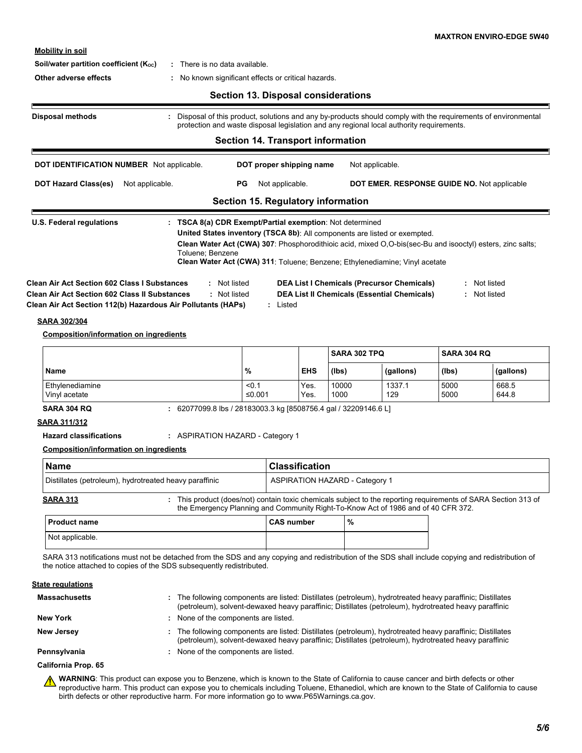**Mobility in soil**

**Soil/water partition coefficient ($K_{oc}$)** : There is no data available.

**Other adverse effects** : No known significant effects or critical hazards.

## Section 13. Disposal considerations

**Disposal methods** : Disposal of this product, solutions and any by-products should comply with the requirements of environmental protection and waste disposal legislation and any regional local authority requirements.

## Section 14. Transport information

**DOT IDENTIFICATION NUMBER** Not applicable. **DOT proper shipping name** Not applicable.

**DOT Hazard Class(es)** Not applicable. **PG** Not applicable. **DOT EMER. RESPONSE GUIDE NO.** Not applicable

## Section 15. Regulatory information

**U.S. Federal regulations** : **TSCA 8(a) CDR Exempt/Partial exemption**: Not determined

**United States inventory (TSCA 8b)**: All components are listed or exempted.

**Clean Water Act (CWA) 307**: Phosphorodithioic acid, mixed O,O-bis(sec-Bu and isooctyl) esters, zinc salts; Toluene; Benzene

**Clean Water Act (CWA) 311**: Toluene; Benzene; Ethylenediamine; Vinyl acetate

**Clean Air Act Section 602 Class I Substances** : Not listed

**Clean Air Act Section 602 Class II Substances** : Not listed

**Clean Air Act Section 112(b) Hazardous Air Pollutants (HAPs)** : Listed

**DEA List I Chemicals (Precursor Chemicals)** : Not listed

**DEA List II Chemicals (Essential Chemicals)** : Not listed

**SARA 302/304**

**Composition/information on ingredients**

| | | | SARA 302 TPQ | | SARA 304 RQ | |
|---|---|---|---|---|---|---|
| **Name** | **%** | **EHS** | **(lbs)** | **(gallons)** | **(lbs)** | **(gallons)** |
| Ethylenediamine | <0.1 | Yes. | 10000 | 1337.1 | 5000 | 668.5 |
| Vinyl acetate | ≤0.001 | Yes. | 1000 | 129 | 5000 | 644.8 |

**SARA 304 RQ** : 62077099.8 lbs / 28183003.3 kg [8508756.4 gal / 32209146.6 L]

**SARA 311/312**

**Hazard classifications** : ASPIRATION HAZARD - Category 1

**Composition/information on ingredients**

| Name | Classification |
|---|---|
| Distillates (petroleum), hydrotreated heavy paraffinic | ASPIRATION HAZARD - Category 1 |

**SARA 313** : This product (does/not) contain toxic chemicals subject to the reporting requirements of SARA Section 313 of the Emergency Planning and Community Right-To-Know Act of 1986 and of 40 CFR 372.

| Product name | CAS number | % |
|---|---|---|
| Not applicable. | | |

SARA 313 notifications must not be detached from the SDS and any copying and redistribution of the SDS shall include copying and redistribution of the notice attached to copies of the SDS subsequently redistributed.

**State regulations**

**Massachusetts** : The following components are listed: Distillates (petroleum), hydrotreated heavy paraffinic; Distillates (petroleum), solvent-dewaxed heavy paraffinic; Distillates (petroleum), hydrotreated heavy paraffinic

**New York** : None of the components are listed.

**New Jersey** : The following components are listed: Distillates (petroleum), hydrotreated heavy paraffinic; Distillates (petroleum), solvent-dewaxed heavy paraffinic; Distillates (petroleum), hydrotreated heavy paraffinic

**Pennsylvania** : None of the components are listed.

**California Prop. 65**

**WARNING**: This product can expose you to Benzene, which is known to the State of California to cause cancer and birth defects or other reproductive harm. This product can expose you to chemicals including Toluene, Ethanediol, which are known to the State of California to cause birth defects or other reproductive harm. For more information go to www.P65Warnings.ca.gov.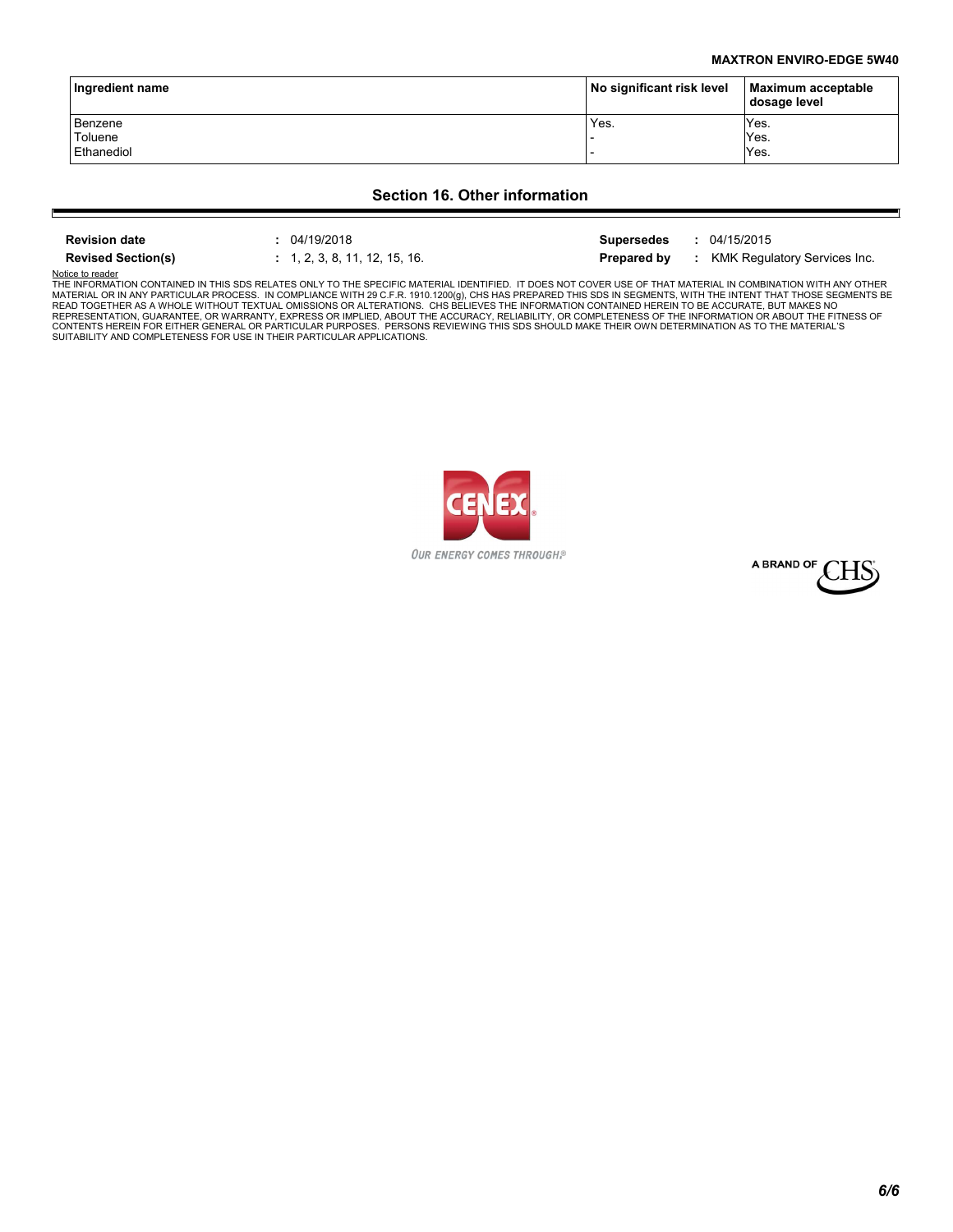| Ingredient name | No significant risk level | Maximum acceptable dosage level |
|---|---|---|
| Benzene | Yes. | Yes. |
| Toluene | - | Yes. |
| Ethanediol | - | Yes. |

## Section 16. Other information

**Revision date** : 04/19/2018

**Supersedes** : 04/15/2015

**Revised Section(s)** : 1, 2, 3, 8, 11, 12, 15, 16.

**Prepared by** : KMK Regulatory Services Inc.

Notice to reader

THE INFORMATION CONTAINED IN THIS SDS RELATES ONLY TO THE SPECIFIC MATERIAL IDENTIFIED. IT DOES NOT COVER USE OF THAT MATERIAL IN COMBINATION WITH ANY OTHER MATERIAL OR IN ANY PARTICULAR PROCESS. IN COMPLIANCE WITH 29 C.F.R. 1910.1200(g), CHS HAS PREPARED THIS SDS IN SEGMENTS, WITH THE INTENT THAT THOSE SEGMENTS BE READ TOGETHER AS A WHOLE WITHOUT TEXTUAL OMISSIONS OR ALTERATIONS. CHS BELIEVES THE INFORMATION CONTAINED HEREIN TO BE ACCURATE, BUT MAKES NO REPRESENTATION, GUARANTEE, OR WARRANTY, EXPRESS OR IMPLIED, ABOUT THE ACCURACY, RELIABILITY, OR COMPLETENESS OF THE INFORMATION OR ABOUT THE FITNESS OF CONTENTS HEREIN FOR EITHER GENERAL OR PARTICULAR PURPOSES. PERSONS REVIEWING THIS SDS SHOULD MAKE THEIR OWN DETERMINATION AS TO THE MATERIAL'S SUITABILITY AND COMPLETENESS FOR USE IN THEIR PARTICULAR APPLICATIONS.

CENEX®

*OUR ENERGY COMES THROUGH.®*

A BRAND OF CHS®